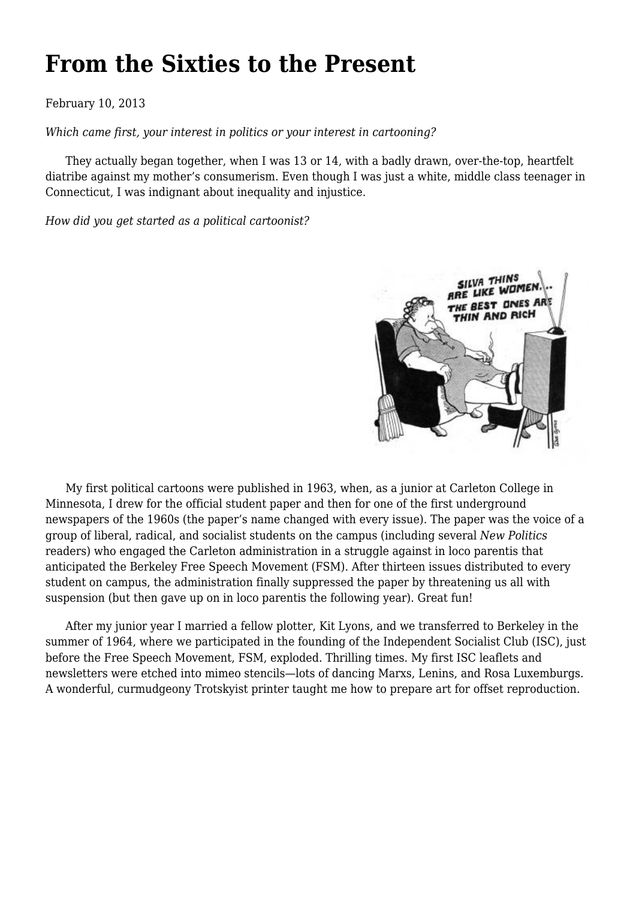# From the Sixties to the Present

February 10, 2013

*Which came first, your interest in politics or your interest in cartooning?*

They actually began together, when I was 13 or 14, with a badly drawn, over-the-top, heartfelt diatribe against my mother's consumerism. Even though I was just a white, middle class teenager in Connecticut, I was indignant about inequality and injustice.

*How did you get started as a political cartoonist?*

My first political cartoons were published in 1963, when, as a junior at Carleton College in Minnesota, I drew for the official student paper and then for one of the first underground newspapers of the 1960s (the paper's name changed with every issue). The paper was the voice of a group of liberal, radical, and socialist students on the campus (including several *New Politics* readers) who engaged the Carleton administration in a struggle against in loco parentis that anticipated the Berkeley Free Speech Movement (FSM). After thirteen issues distributed to every student on campus, the administration finally suppressed the paper by threatening us all with suspension (but then gave up on in loco parentis the following year). Great fun!

After my junior year I married a fellow plotter, Kit Lyons, and we transferred to Berkeley in the summer of 1964, where we participated in the founding of the Independent Socialist Club (ISC), just before the Free Speech Movement, FSM, exploded. Thrilling times. My first ISC leaflets and newsletters were etched into mimeo stencils—lots of dancing Marxs, Lenins, and Rosa Luxemburgs. A wonderful, curmudgeony Trotskyist printer taught me how to prepare art for offset reproduction.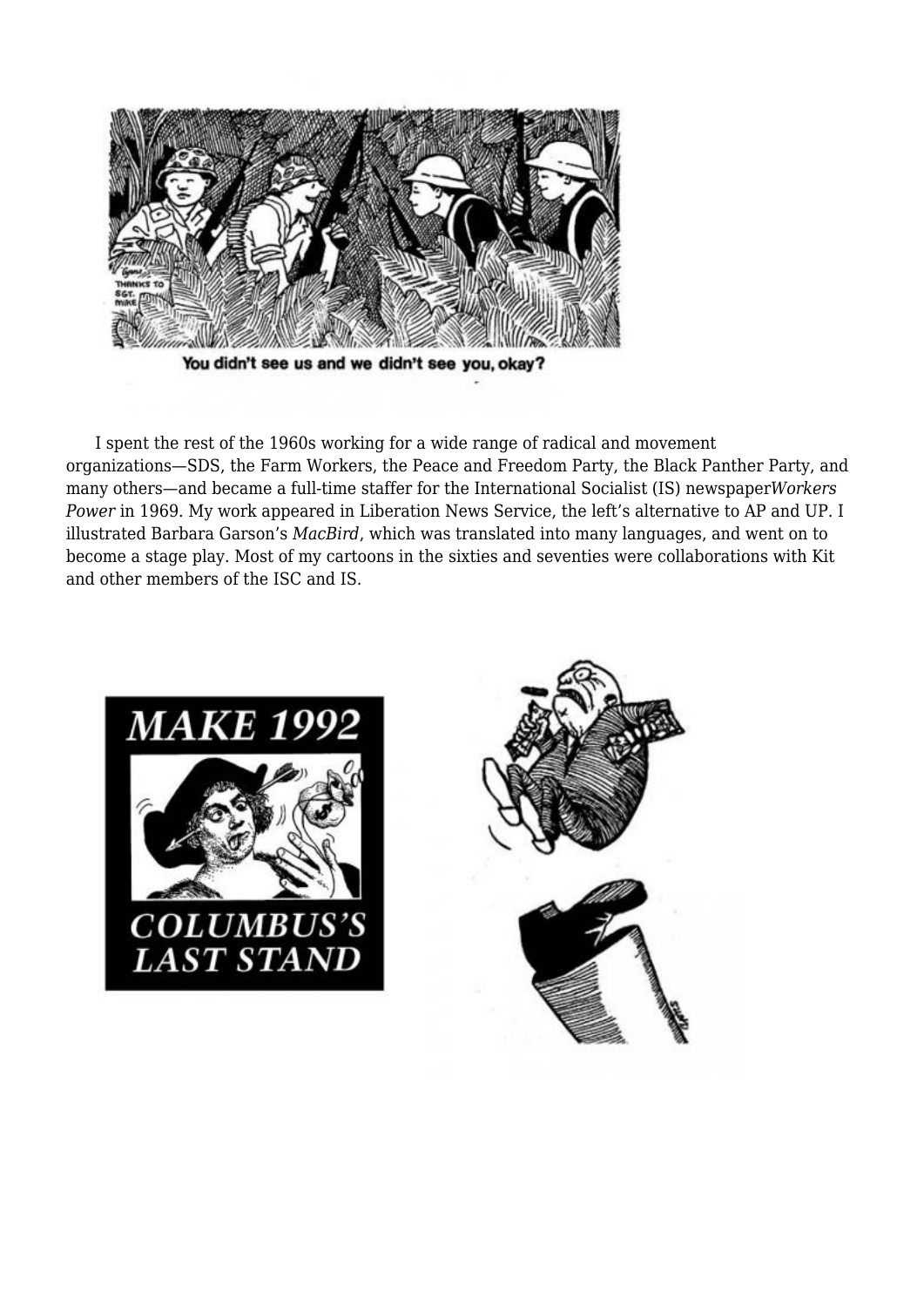You didn't see us and we didn't see you, okay?

I spent the rest of the 1960s working for a wide range of radical and movement organizations—SDS, the Farm Workers, the Peace and Freedom Party, the Black Panther Party, and many others—and became a full-time staffer for the International Socialist (IS) newspaper *Workers Power* in 1969. My work appeared in Liberation News Service, the left's alternative to AP and UP. I illustrated Barbara Garson's *MacBird*, which was translated into many languages, and went on to become a stage play. Most of my cartoons in the sixties and seventies were collaborations with Kit and other members of the ISC and IS.

MAKE 1992 COLUMBUS'S LAST STAND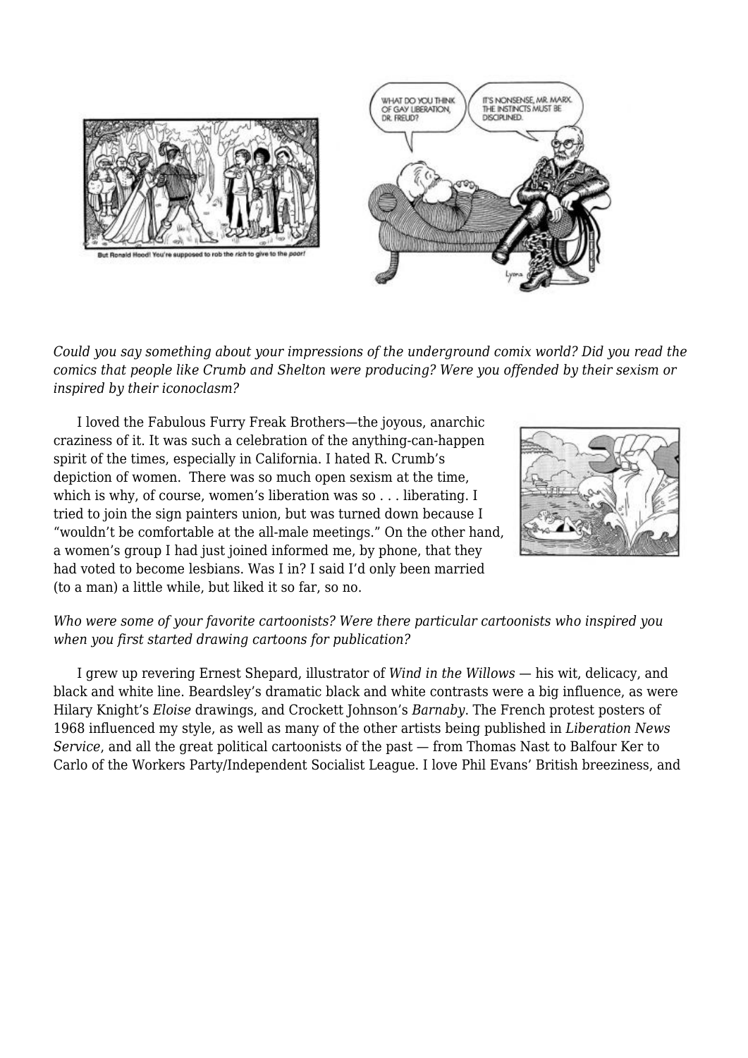*Could you say something about your impressions of the underground comix world? Did you read the comics that people like Crumb and Shelton were producing? Were you offended by their sexism or inspired by their iconoclasm?*

I loved the Fabulous Furry Freak Brothers—the joyous, anarchic craziness of it. It was such a celebration of the anything-can-happen spirit of the times, especially in California. I hated R. Crumb's depiction of women. There was so much open sexism at the time, which is why, of course, women's liberation was so . . . liberating. I tried to join the sign painters union, but was turned down because I "wouldn't be comfortable at the all-male meetings." On the other hand, a women's group I had just joined informed me, by phone, that they had voted to become lesbians. Was I in? I said I'd only been married (to a man) a little while, but liked it so far, so no.

*Who were some of your favorite cartoonists? Were there particular cartoonists who inspired you when you first started drawing cartoons for publication?*

I grew up revering Ernest Shepard, illustrator of *Wind in the Willows* — his wit, delicacy, and black and white line. Beardsley's dramatic black and white contrasts were a big influence, as were Hilary Knight's *Eloise* drawings, and Crockett Johnson's *Barnaby*. The French protest posters of 1968 influenced my style, as well as many of the other artists being published in *Liberation News Service*, and all the great political cartoonists of the past — from Thomas Nast to Balfour Ker to Carlo of the Workers Party/Independent Socialist League. I love Phil Evans' British breeziness, and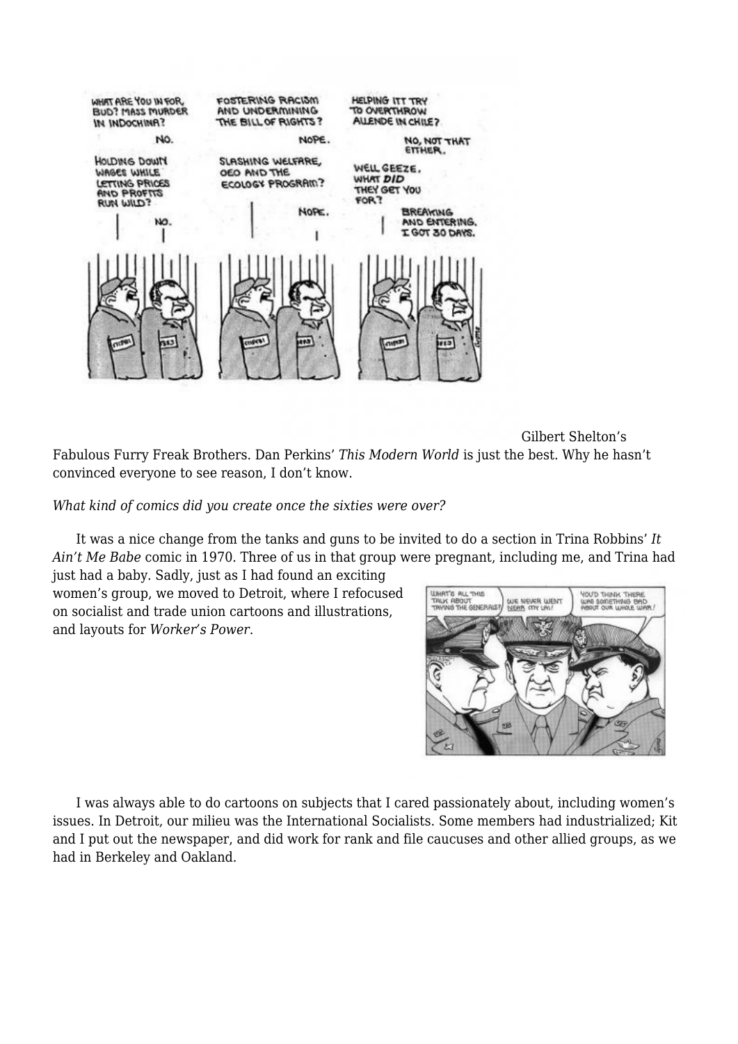Gilbert Shelton's Fabulous Furry Freak Brothers. Dan Perkins' *This Modern World* is just the best. Why he hasn't convinced everyone to see reason, I don't know.

*What kind of comics did you create once the sixties were over?*

It was a nice change from the tanks and guns to be invited to do a section in Trina Robbins' *It Ain't Me Babe* comic in 1970. Three of us in that group were pregnant, including me, and Trina had just had a baby. Sadly, just as I had found an exciting women's group, we moved to Detroit, where I refocused on socialist and trade union cartoons and illustrations, and layouts for *Worker's Power*.

I was always able to do cartoons on subjects that I cared passionately about, including women's issues. In Detroit, our milieu was the International Socialists. Some members had industrialized; Kit and I put out the newspaper, and did work for rank and file caucuses and other allied groups, as we had in Berkeley and Oakland.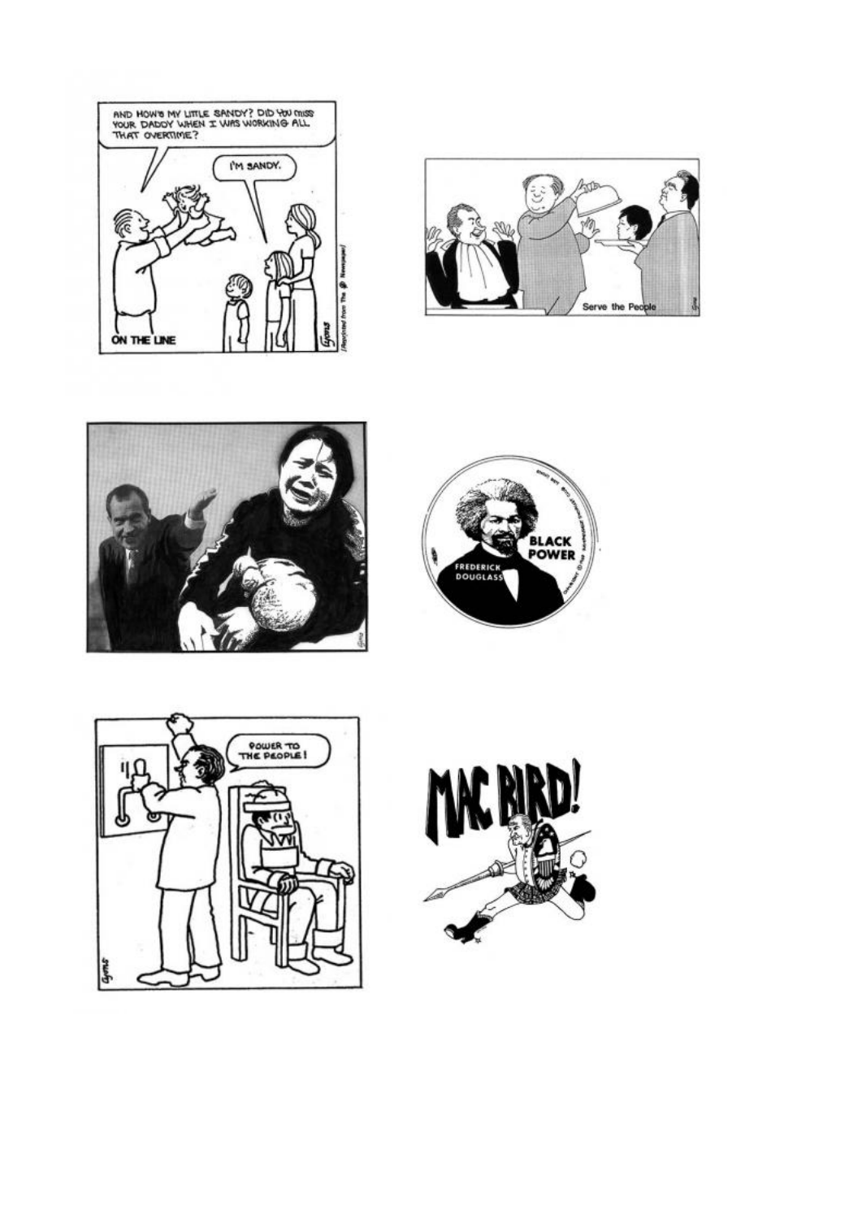AND HOW'S MY LITTLE SANDY? DID YOU MISS YOUR DADDY WHEN I WAS WORKING ALL THAT OVERTIME?

I'M SANDY.

ON THE LINE

Serve the People

BLACK POWER

FREDERICK DOUGLASS

POWER TO THE PEOPLE!

MAC BIRD!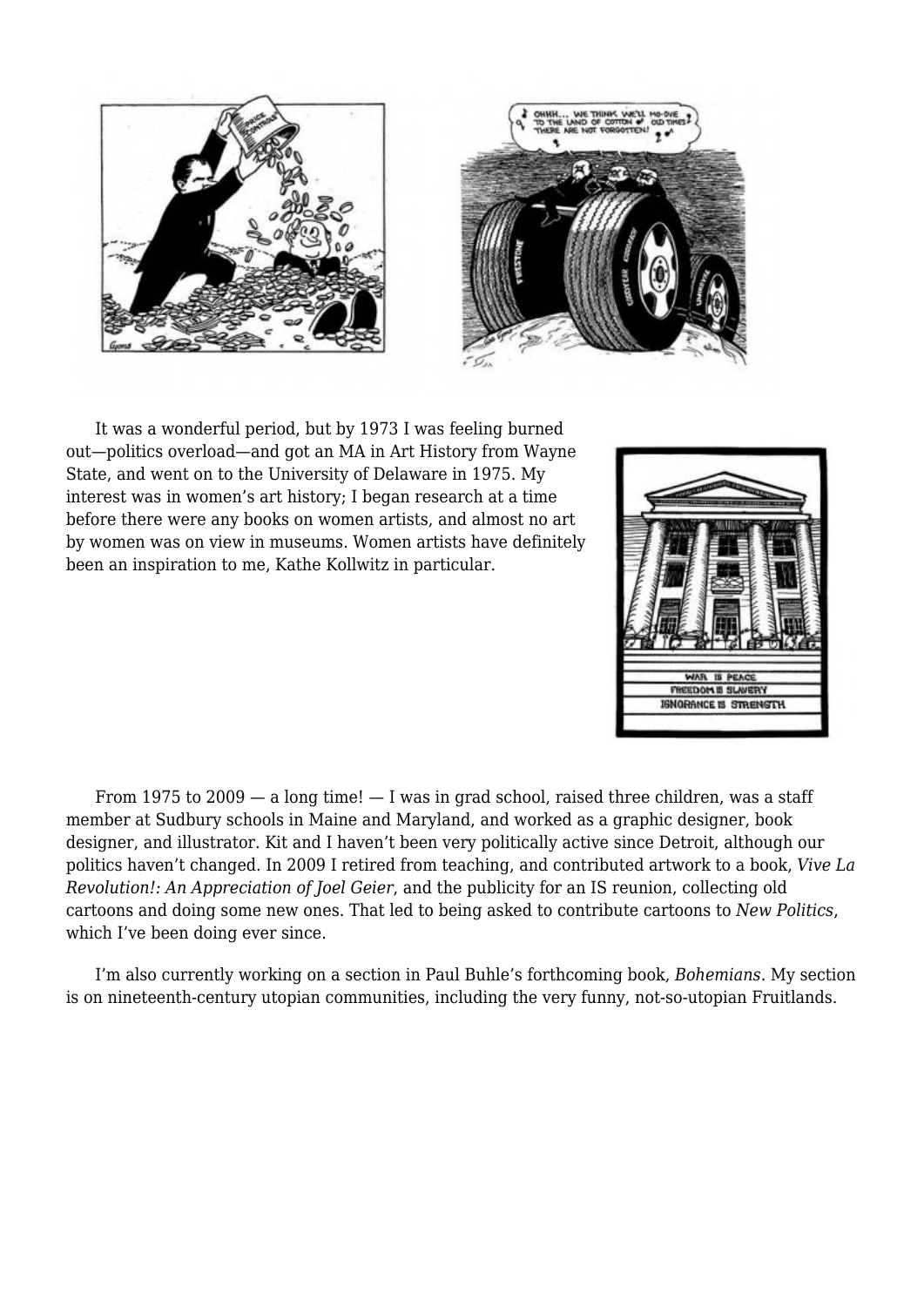It was a wonderful period, but by 1973 I was feeling burned out—politics overload—and got an MA in Art History from Wayne State, and went on to the University of Delaware in 1975. My interest was in women's art history; I began research at a time before there were any books on women artists, and almost no art by women was on view in museums. Women artists have definitely been an inspiration to me, Kathe Kollwitz in particular.

From 1975 to 2009 — a long time! — I was in grad school, raised three children, was a staff member at Sudbury schools in Maine and Maryland, and worked as a graphic designer, book designer, and illustrator. Kit and I haven't been very politically active since Detroit, although our politics haven't changed. In 2009 I retired from teaching, and contributed artwork to a book, *Vive La Revolution!: An Appreciation of Joel Geier*, and the publicity for an IS reunion, collecting old cartoons and doing some new ones. That led to being asked to contribute cartoons to *New Politics*, which I've been doing ever since.

I'm also currently working on a section in Paul Buhle's forthcoming book, *Bohemians*. My section is on nineteenth-century utopian communities, including the very funny, not-so-utopian Fruitlands.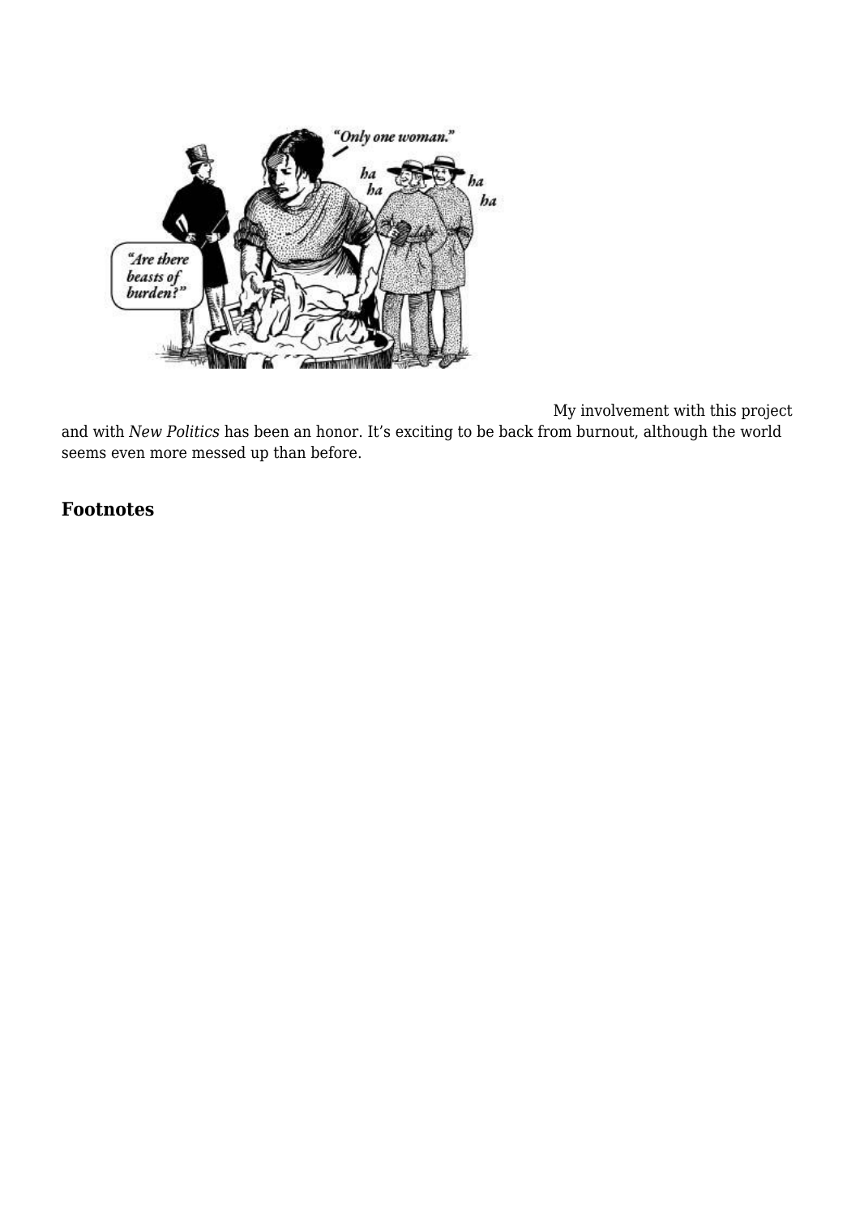My involvement with this project and with *New Politics* has been an honor. It's exciting to be back from burnout, although the world seems even more messed up than before.

## Footnotes